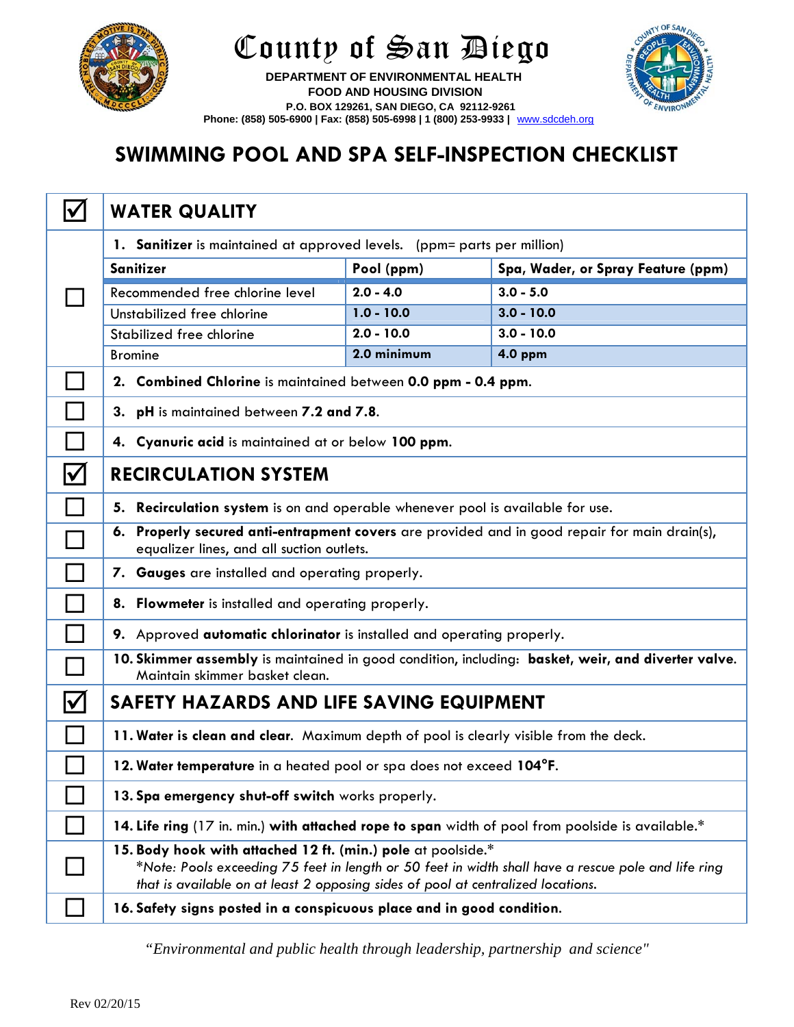# County of San Diego

**DEPARTMENT OF ENVIRONMENTAL HEALTH**
**FOOD AND HOUSING DIVISION**
**P.O. BOX 129261, SAN DIEGO, CA 92112-9261**
**Phone: (858) 505-6900 | Fax: (858) 505-6998 | 1 (800) 253-9933 |** www.sdcdeh.org

## SWIMMING POOL AND SPA SELF-INSPECTION CHECKLIST

## ☑ WATER QUALITY

☐ 1. **Sanitizer** is maintained at approved levels. (ppm= parts per million)

| Sanitizer | Pool (ppm) | Spa, Wader, or Spray Feature (ppm) |
|---|---|---|
| Recommended free chlorine level | **2.0 - 4.0** | **3.0 - 5.0** |
| Unstabilized free chlorine | **1.0 - 10.0** | **3.0 - 10.0** |
| Stabilized free chlorine | **2.0 - 10.0** | **3.0 - 10.0** |
| Bromine | **2.0 minimum** | **4.0 ppm** |

☐ 2. **Combined Chlorine** is maintained between **0.0 ppm - 0.4 ppm.**

☐ 3. **pH** is maintained between **7.2 and 7.8.**

☐ 4. **Cyanuric acid** is maintained at or below **100 ppm.**

## ☑ RECIRCULATION SYSTEM

☐ 5. **Recirculation system** is on and operable whenever pool is available for use.

☐ 6. **Properly secured anti-entrapment covers** are provided and in good repair for main drain(s), equalizer lines, and all suction outlets.

☐ 7. **Gauges** are installed and operating properly.

☐ 8. **Flowmeter** is installed and operating properly.

☐ 9. Approved **automatic chlorinator** is installed and operating properly.

☐ 10. **Skimmer assembly** is maintained in good condition, including: **basket, weir, and diverter valve.** Maintain skimmer basket clean.

## ☑ SAFETY HAZARDS AND LIFE SAVING EQUIPMENT

☐ 11. **Water is clean and clear.** Maximum depth of pool is clearly visible from the deck.

☐ 12. **Water temperature** in a heated pool or spa does not exceed **104°F.**

☐ 13. **Spa emergency shut-off switch** works properly.

☐ 14. **Life ring** (17 in. min.) **with attached rope to span** width of pool from poolside is available.*

☐ 15. **Body hook with attached 12 ft. (min.) pole** at poolside.*
*\*Note: Pools exceeding 75 feet in length or 50 feet in width shall have a rescue pole and life ring that is available on at least 2 opposing sides of pool at centralized locations.*

☐ 16. **Safety signs posted in a conspicuous place and in good condition.**

*"Environmental and public health through leadership, partnership and science"*

Rev 02/20/15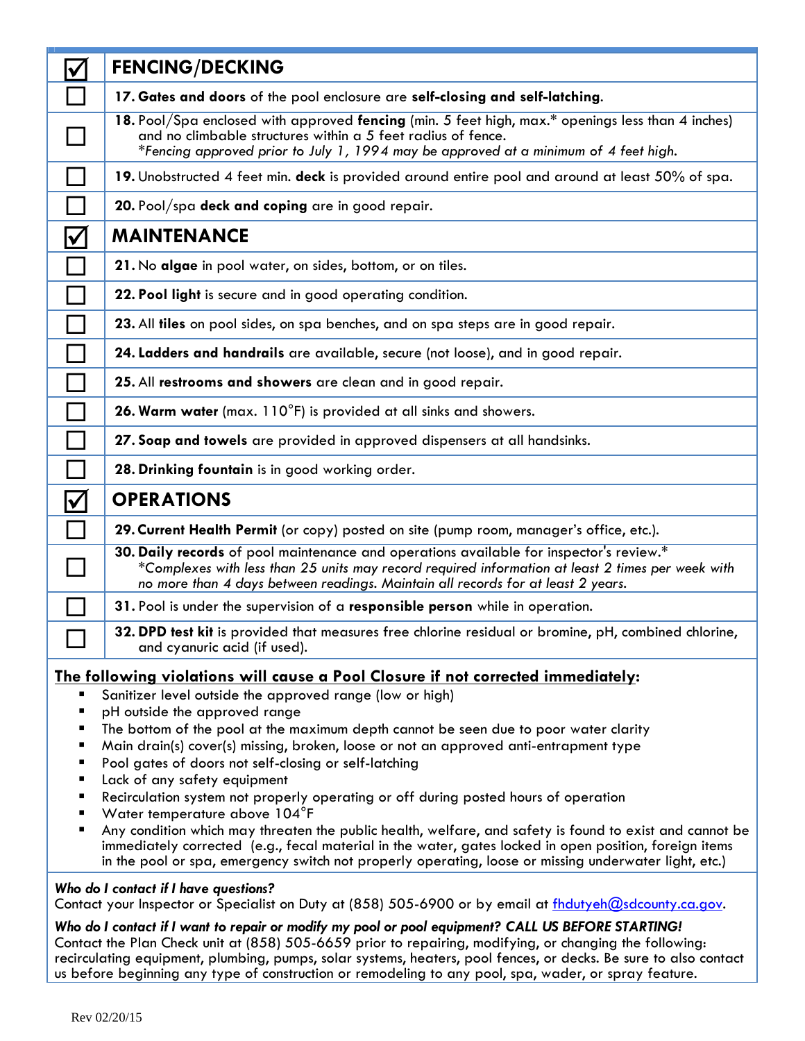| ☑ | FENCING/DECKING |
| --- | --- |
| ☐ | **17. Gates and doors** of the pool enclosure are **self-closing and self-latching**. |
| ☐ | **18.** Pool/Spa enclosed with approved **fencing** (min. 5 feet high, max.* openings less than 4 inches) and no climbable structures within a 5 feet radius of fence. *\*Fencing approved prior to July 1, 1994 may be approved at a minimum of 4 feet high.* |
| ☐ | **19.** Unobstructed 4 feet min. **deck** is provided around entire pool and around at least 50% of spa. |
| ☐ | **20.** Pool/spa **deck and coping** are in good repair. |
| ☑ | **MAINTENANCE** |
| ☐ | **21.** No **algae** in pool water, on sides, bottom, or on tiles. |
| ☐ | **22. Pool light** is secure and in good operating condition. |
| ☐ | **23.** All **tiles** on pool sides, on spa benches, and on spa steps are in good repair. |
| ☐ | **24. Ladders and handrails** are available, secure (not loose), and in good repair. |
| ☐ | **25.** All **restrooms and showers** are clean and in good repair. |
| ☐ | **26. Warm water** (max. 110°F) is provided at all sinks and showers. |
| ☐ | **27. Soap and towels** are provided in approved dispensers at all handsinks. |
| ☐ | **28. Drinking fountain** is in good working order. |
| ☑ | **OPERATIONS** |
| ☐ | **29. Current Health Permit** (or copy) posted on site (pump room, manager's office, etc.). |
| ☐ | **30. Daily records** of pool maintenance and operations available for inspector's review.* *\*Complexes with less than 25 units may record required information at least 2 times per week with no more than 4 days between readings. Maintain all records for at least 2 years.* |
| ☐ | **31.** Pool is under the supervision of a **responsible person** while in operation. |
| ☐ | **32. DPD test kit** is provided that measures free chlorine residual or bromine, pH, combined chlorine, and cyanuric acid (if used). |

**The following violations will cause a Pool Closure if not corrected immediately:**

- Sanitizer level outside the approved range (low or high)
- pH outside the approved range
- The bottom of the pool at the maximum depth cannot be seen due to poor water clarity
- Main drain(s) cover(s) missing, broken, loose or not an approved anti-entrapment type
- Pool gates of doors not self-closing or self-latching
- Lack of any safety equipment
- Recirculation system not properly operating or off during posted hours of operation
- Water temperature above 104°F
- Any condition which may threaten the public health, welfare, and safety is found to exist and cannot be immediately corrected (e.g., fecal material in the water, gates locked in open position, foreign items in the pool or spa, emergency switch not properly operating, loose or missing underwater light, etc.)

***Who do I contact if I have questions?***
Contact your Inspector or Specialist on Duty at (858) 505-6900 or by email at fhdutyeh@sdcounty.ca.gov.

***Who do I contact if I want to repair or modify my pool or pool equipment? CALL US BEFORE STARTING!***
Contact the Plan Check unit at (858) 505-6659 prior to repairing, modifying, or changing the following: recirculating equipment, plumbing, pumps, solar systems, heaters, pool fences, or decks. Be sure to also contact us before beginning any type of construction or remodeling to any pool, spa, wader, or spray feature.

Rev 02/20/15